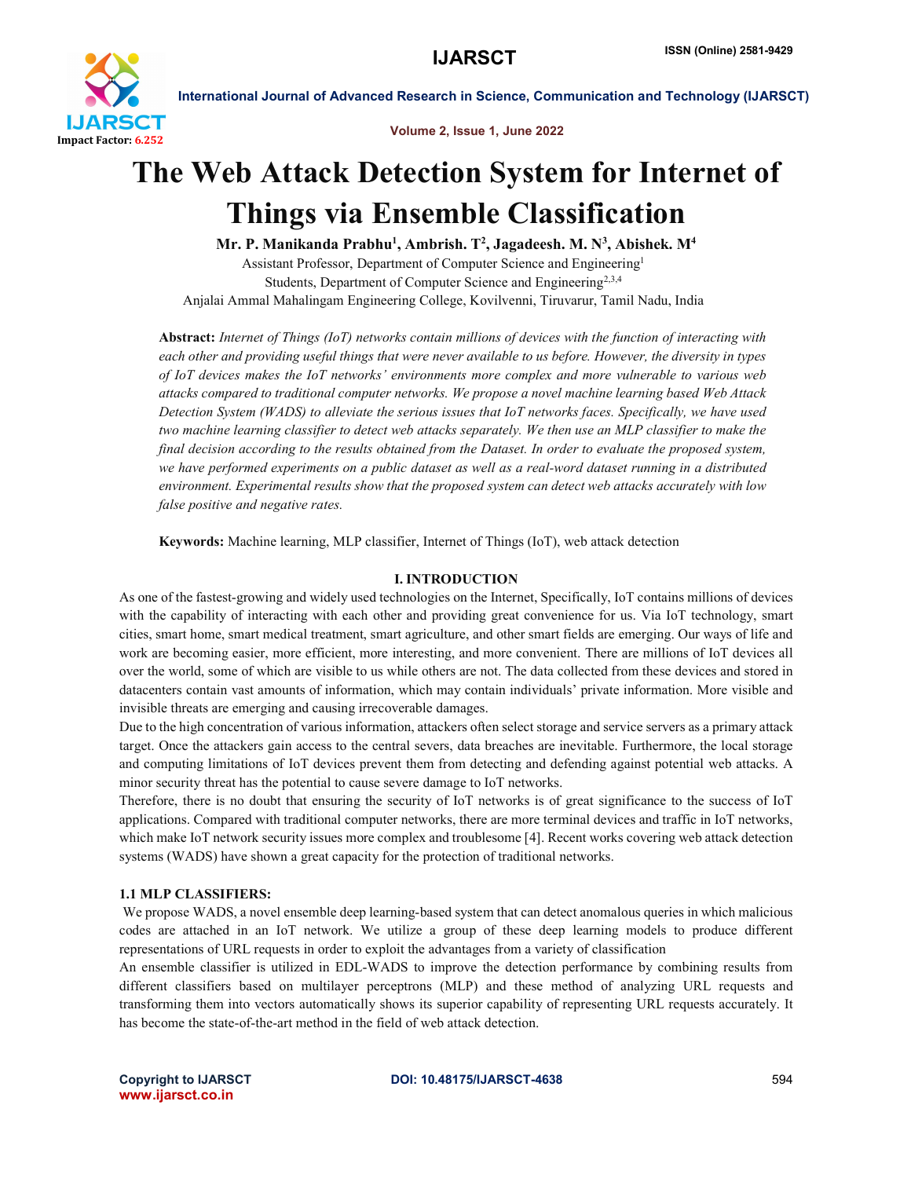# The Web Attack Detection System for Internet of Things via Ensemble Classification

**Mr. P. Manikanda Prabhu[1], Ambrish. T[2], Jagadeesh. M. N[3], Abishek. M[4]**

Assistant Professor, Department of Computer Science and Engineering[1]

Students, Department of Computer Science and Engineering[2,3,4]

Anjalai Ammal Mahalingam Engineering College, Kovilvenni, Tiruvarur, Tamil Nadu, India

**Abstract:** *Internet of Things (IoT) networks contain millions of devices with the function of interacting with each other and providing useful things that were never available to us before. However, the diversity in types of IoT devices makes the IoT networks' environments more complex and more vulnerable to various web attacks compared to traditional computer networks. We propose a novel machine learning based Web Attack Detection System (WADS) to alleviate the serious issues that IoT networks faces. Specifically, we have used two machine learning classifier to detect web attacks separately. We then use an MLP classifier to make the final decision according to the results obtained from the Dataset. In order to evaluate the proposed system, we have performed experiments on a public dataset as well as a real-word dataset running in a distributed environment. Experimental results show that the proposed system can detect web attacks accurately with low false positive and negative rates.*

**Keywords:** Machine learning, MLP classifier, Internet of Things (IoT), web attack detection

## I. INTRODUCTION

As one of the fastest-growing and widely used technologies on the Internet, Specifically, IoT contains millions of devices with the capability of interacting with each other and providing great convenience for us. Via IoT technology, smart cities, smart home, smart medical treatment, smart agriculture, and other smart fields are emerging. Our ways of life and work are becoming easier, more efficient, more interesting, and more convenient. There are millions of IoT devices all over the world, some of which are visible to us while others are not. The data collected from these devices and stored in datacenters contain vast amounts of information, which may contain individuals' private information. More visible and invisible threats are emerging and causing irrecoverable damages.

Due to the high concentration of various information, attackers often select storage and service servers as a primary attack target. Once the attackers gain access to the central severs, data breaches are inevitable. Furthermore, the local storage and computing limitations of IoT devices prevent them from detecting and defending against potential web attacks. A minor security threat has the potential to cause severe damage to IoT networks.

Therefore, there is no doubt that ensuring the security of IoT networks is of great significance to the success of IoT applications. Compared with traditional computer networks, there are more terminal devices and traffic in IoT networks, which make IoT network security issues more complex and troublesome [4]. Recent works covering web attack detection systems (WADS) have shown a great capacity for the protection of traditional networks.

### 1.1 MLP CLASSIFIERS:

We propose WADS, a novel ensemble deep learning-based system that can detect anomalous queries in which malicious codes are attached in an IoT network. We utilize a group of these deep learning models to produce different representations of URL requests in order to exploit the advantages from a variety of classification

An ensemble classifier is utilized in EDL-WADS to improve the detection performance by combining results from different classifiers based on multilayer perceptrons (MLP) and these method of analyzing URL requests and transforming them into vectors automatically shows its superior capability of representing URL requests accurately. It has become the state-of-the-art method in the field of web attack detection.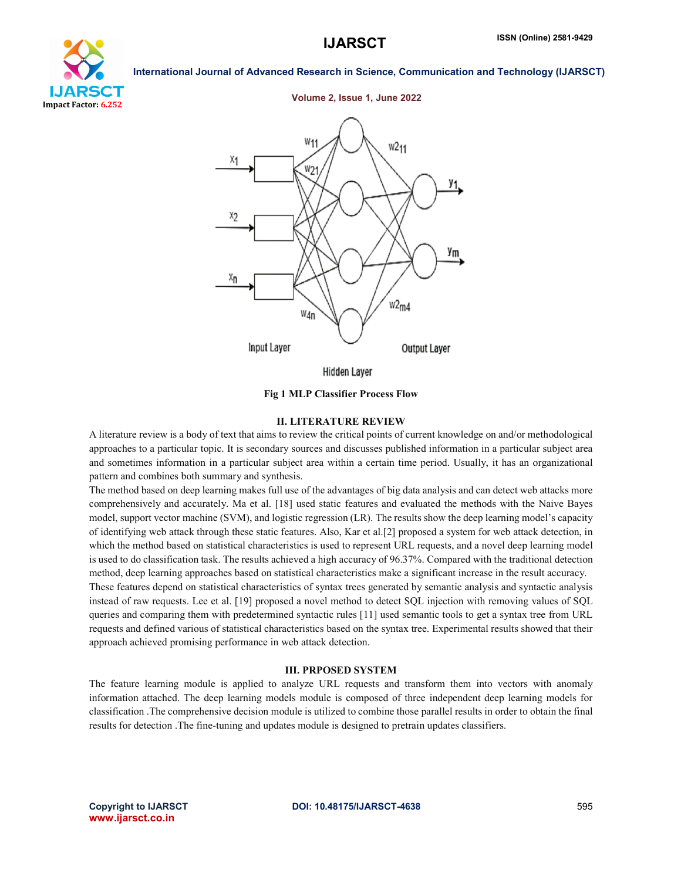Fig 1 MLP Classifier Process Flow

## II. LITERATURE REVIEW

A literature review is a body of text that aims to review the critical points of current knowledge on and/or methodological approaches to a particular topic. It is secondary sources and discusses published information in a particular subject area and sometimes information in a particular subject area within a certain time period. Usually, it has an organizational pattern and combines both summary and synthesis.

The method based on deep learning makes full use of the advantages of big data analysis and can detect web attacks more comprehensively and accurately. Ma et al. [18] used static features and evaluated the methods with the Naive Bayes model, support vector machine (SVM), and logistic regression (LR). The results show the deep learning model's capacity of identifying web attack through these static features. Also, Kar et al.[2] proposed a system for web attack detection, in which the method based on statistical characteristics is used to represent URL requests, and a novel deep learning model is used to do classification task. The results achieved a high accuracy of 96.37%. Compared with the traditional detection method, deep learning approaches based on statistical characteristics make a significant increase in the result accuracy.

These features depend on statistical characteristics of syntax trees generated by semantic analysis and syntactic analysis instead of raw requests. Lee et al. [19] proposed a novel method to detect SQL injection with removing values of SQL queries and comparing them with predetermined syntactic rules [11] used semantic tools to get a syntax tree from URL requests and defined various of statistical characteristics based on the syntax tree. Experimental results showed that their approach achieved promising performance in web attack detection.

## III. PRPOSED SYSTEM

The feature learning module is applied to analyze URL requests and transform them into vectors with anomaly information attached. The deep learning models module is composed of three independent deep learning models for classification .The comprehensive decision module is utilized to combine those parallel results in order to obtain the final results for detection .The fine-tuning and updates module is designed to pretrain updates classifiers.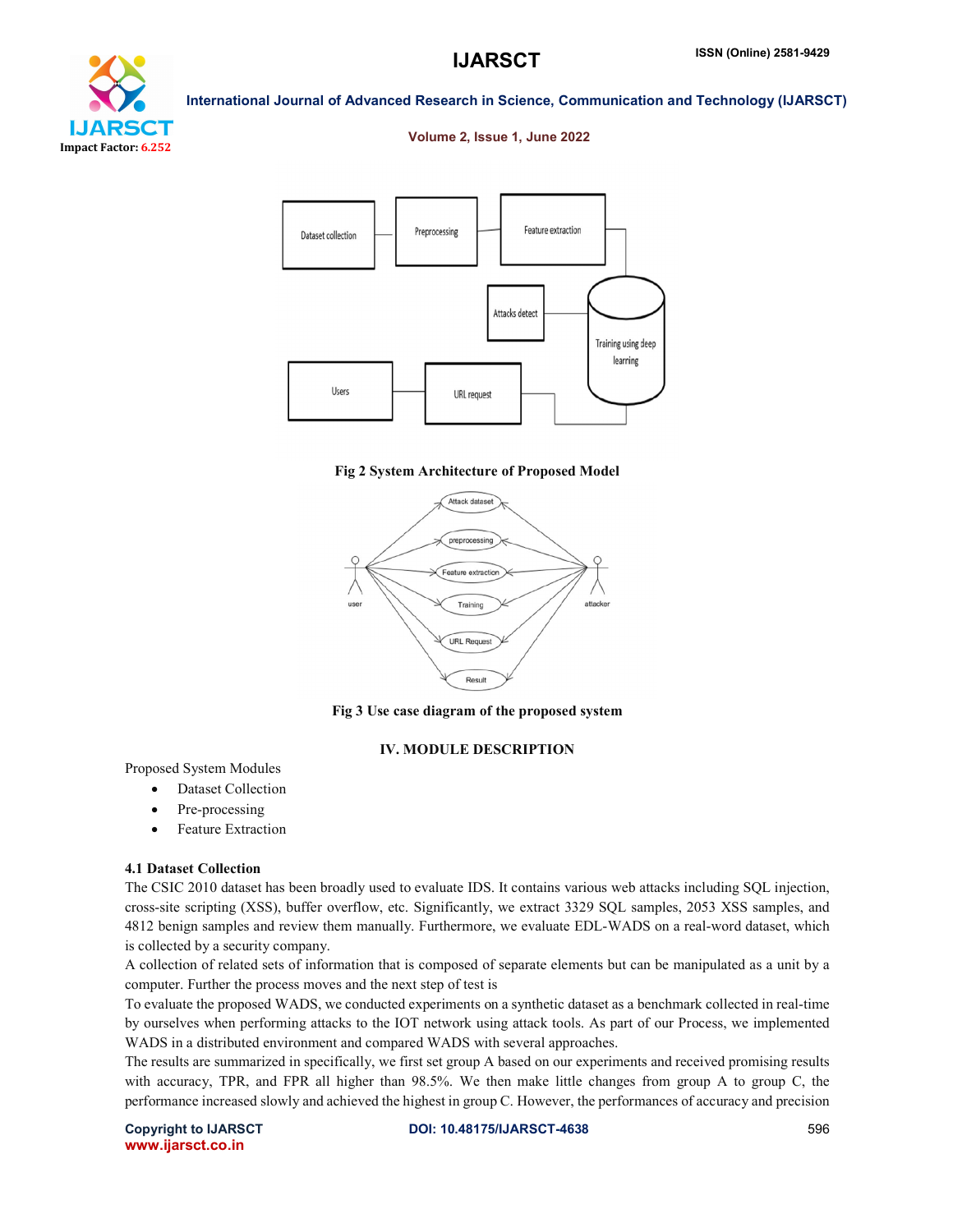Fig 2 System Architecture of Proposed Model

Fig 3 Use case diagram of the proposed system

## IV. MODULE DESCRIPTION

Proposed System Modules

- Dataset Collection
- Pre-processing
- Feature Extraction

### 4.1 Dataset Collection

The CSIC 2010 dataset has been broadly used to evaluate IDS. It contains various web attacks including SQL injection, cross-site scripting (XSS), buffer overflow, etc. Significantly, we extract 3329 SQL samples, 2053 XSS samples, and 4812 benign samples and review them manually. Furthermore, we evaluate EDL-WADS on a real-word dataset, which is collected by a security company.

A collection of related sets of information that is composed of separate elements but can be manipulated as a unit by a computer. Further the process moves and the next step of test is

To evaluate the proposed WADS, we conducted experiments on a synthetic dataset as a benchmark collected in real-time by ourselves when performing attacks to the IOT network using attack tools. As part of our Process, we implemented WADS in a distributed environment and compared WADS with several approaches.

The results are summarized in specifically, we first set group A based on our experiments and received promising results with accuracy, TPR, and FPR all higher than 98.5%. We then make little changes from group A to group C, the performance increased slowly and achieved the highest in group C. However, the performances of accuracy and precision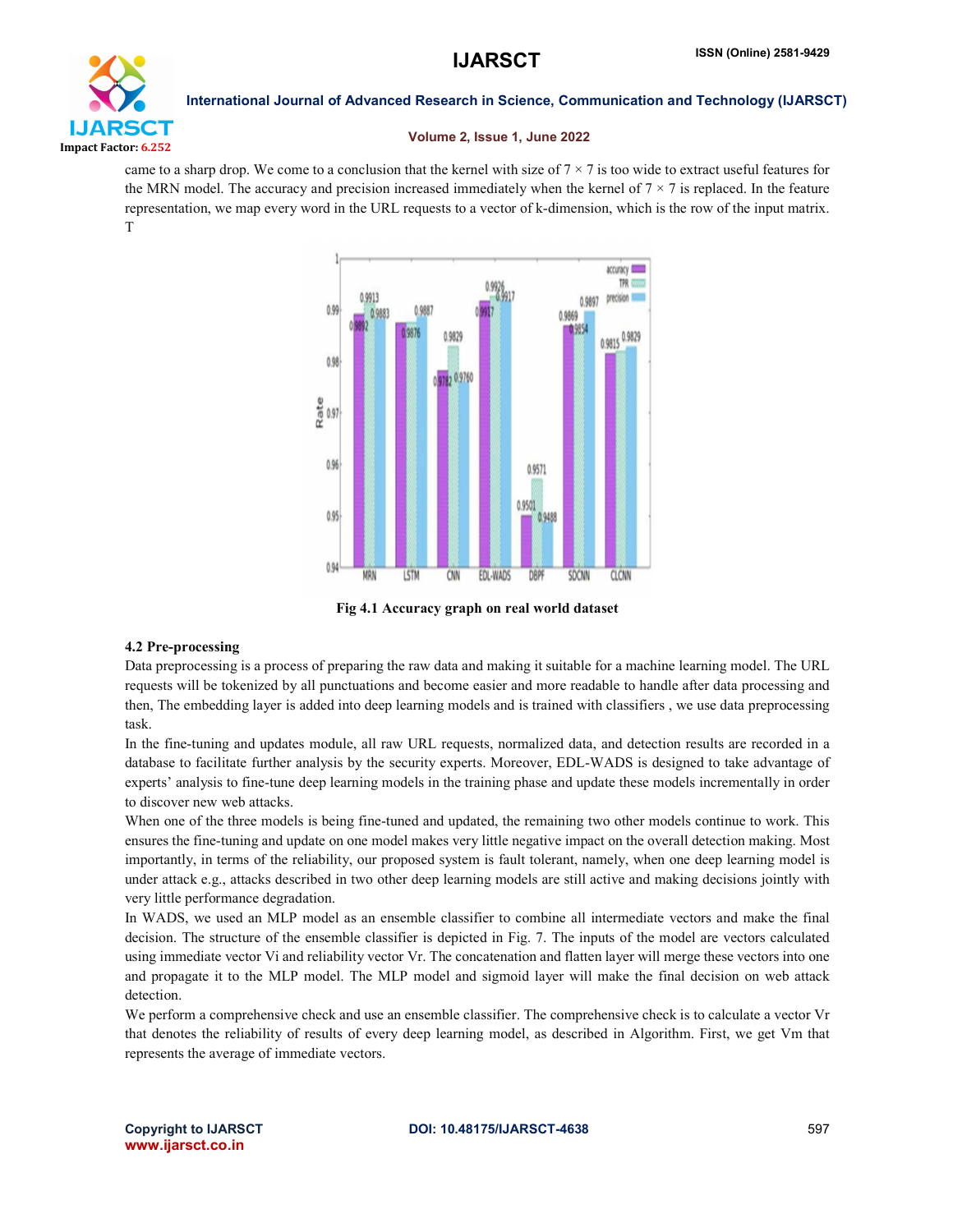came to a sharp drop. We come to a conclusion that the kernel with size of 7 × 7 is too wide to extract useful features for the MRN model. The accuracy and precision increased immediately when the kernel of 7 × 7 is replaced. In the feature representation, we map every word in the URL requests to a vector of k-dimension, which is the row of the input matrix. T

**Fig 4.1 Accuracy graph on real world dataset**

### 4.2 Pre-processing

Data preprocessing is a process of preparing the raw data and making it suitable for a machine learning model. The URL requests will be tokenized by all punctuations and become easier and more readable to handle after data processing and then, The embedding layer is added into deep learning models and is trained with classifiers , we use data preprocessing task.

In the fine-tuning and updates module, all raw URL requests, normalized data, and detection results are recorded in a database to facilitate further analysis by the security experts. Moreover, EDL-WADS is designed to take advantage of experts' analysis to fine-tune deep learning models in the training phase and update these models incrementally in order to discover new web attacks.

When one of the three models is being fine-tuned and updated, the remaining two other models continue to work. This ensures the fine-tuning and update on one model makes very little negative impact on the overall detection making. Most importantly, in terms of the reliability, our proposed system is fault tolerant, namely, when one deep learning model is under attack e.g., attacks described in two other deep learning models are still active and making decisions jointly with very little performance degradation.

In WADS, we used an MLP model as an ensemble classifier to combine all intermediate vectors and make the final decision. The structure of the ensemble classifier is depicted in Fig. 7. The inputs of the model are vectors calculated using immediate vector Vi and reliability vector Vr. The concatenation and flatten layer will merge these vectors into one and propagate it to the MLP model. The MLP model and sigmoid layer will make the final decision on web attack detection.

We perform a comprehensive check and use an ensemble classifier. The comprehensive check is to calculate a vector Vr that denotes the reliability of results of every deep learning model, as described in Algorithm. First, we get Vm that represents the average of immediate vectors.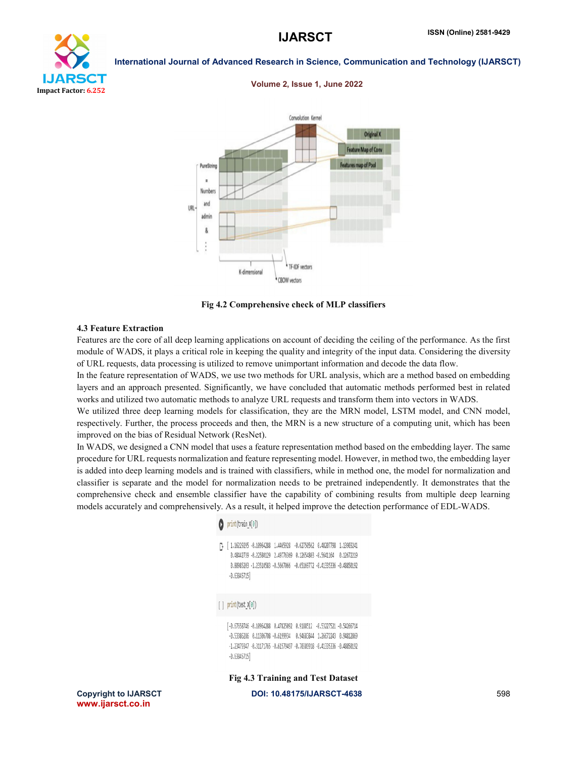Fig 4.2 Comprehensive check of MLP classifiers

### 4.3 Feature Extraction

Features are the core of all deep learning applications on account of deciding the ceiling of the performance. As the first module of WADS, it plays a critical role in keeping the quality and integrity of the input data. Considering the diversity of URL requests, data processing is utilized to remove unimportant information and decode the data flow.

In the feature representation of WADS, we use two methods for URL analysis, which are a method based on embedding layers and an approach presented. Significantly, we have concluded that automatic methods performed best in related works and utilized two automatic methods to analyze URL requests and transform them into vectors in WADS.

We utilized three deep learning models for classification, they are the MRN model, LSTM model, and CNN model, respectively. Further, the process proceeds and then, the MRN is a new structure of a computing unit, which has been improved on the bias of Residual Network (ResNet).

In WADS, we designed a CNN model that uses a feature representation method based on the embedding layer. The same procedure for URL requests normalization and feature representing model. However, in method two, the embedding layer is added into deep learning models and is trained with classifiers, while in method one, the model for normalization and classifier is separate and the model for normalization needs to be pretrained independently. It demonstrates that the comprehensive check and ensemble classifier have the capability of combining results from multiple deep learning models accurately and comprehensively. As a result, it helped improve the detection performance of EDL-WADS.

```
print(train_X[0])

[ 1.16229295 -0.10964288  1.4465928  -0.62750562  0.48207798  1.13903241
  0.48442739 -0.22580129  2.49776369  0.12654803 -0.5641164   0.12672219
  0.80985203 -1.23510583 -0.5667066  -0.65169772 -0.41335336 -0.48050192
 -0.63845715]
```

```
print(test_X[0])

[-0.67558746 -0.10964288  0.47825092  0.9188511  -0.53227521 -0.54266714
 -0.53386206  0.11306708 -0.6199934   0.94683844  1.26672243  0.94812869
 -1.23479347 -0.31171765 -0.61579497 -0.70309918 -0.41335336 -0.48050192
 -0.63845715]
```

Fig 4.3 Training and Test Dataset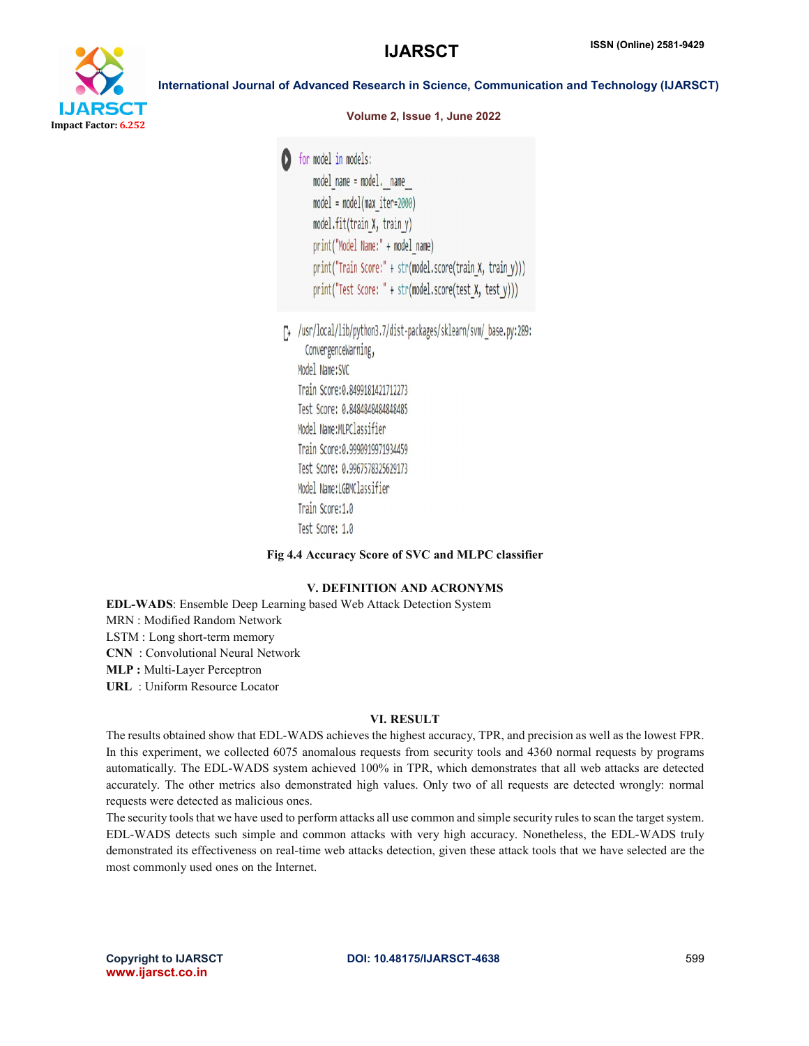```python
for model in models:
    model_name = model.__name__
    model = model(max_iter=2000)
    model.fit(train_X, train_y)
    print("Model Name:" + model_name)
    print("Train Score:" + str(model.score(train_X, train_y)))
    print("Test Score: " + str(model.score(test_X, test_y)))
```

```
/usr/local/lib/python3.7/dist-packages/sklearn/svm/_base.py:289:
  ConvergenceWarning,
Model Name:SVC
Train Score:0.8499181421712273
Test Score: 0.8484848484848485
Model Name:MLPClassifier
Train Score:0.9990919971934459
Test Score: 0.9967578325629173
Model Name:LGBMClassifier
Train Score:1.0
Test Score: 1.0
```

**Fig 4.4 Accuracy Score of SVC and MLPC classifier**

## V. DEFINITION AND ACRONYMS

**EDL-WADS**: Ensemble Deep Learning based Web Attack Detection System  
MRN : Modified Random Network  
LSTM : Long short-term memory  
**CNN** : Convolutional Neural Network  
**MLP :** Multi-Layer Perceptron  
**URL** : Uniform Resource Locator

## VI. RESULT

The results obtained show that EDL-WADS achieves the highest accuracy, TPR, and precision as well as the lowest FPR. In this experiment, we collected 6075 anomalous requests from security tools and 4360 normal requests by programs automatically. The EDL-WADS system achieved 100% in TPR, which demonstrates that all web attacks are detected accurately. The other metrics also demonstrated high values. Only two of all requests are detected wrongly: normal requests were detected as malicious ones.

The security tools that we have used to perform attacks all use common and simple security rules to scan the target system. EDL-WADS detects such simple and common attacks with very high accuracy. Nonetheless, the EDL-WADS truly demonstrated its effectiveness on real-time web attacks detection, given these attack tools that we have selected are the most commonly used ones on the Internet.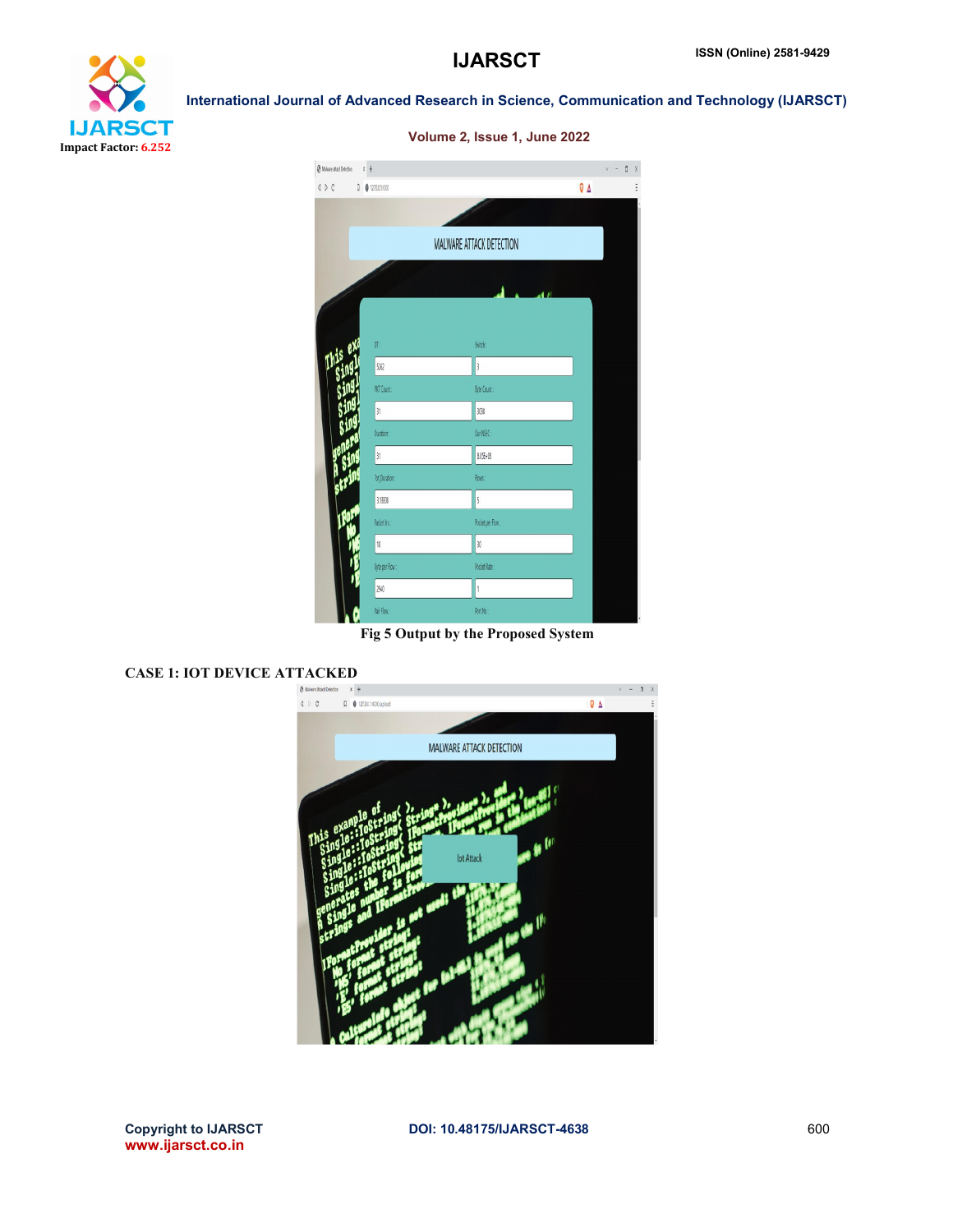Fig 5 Output by the Proposed System

**CASE 1: IOT DEVICE ATTACKED**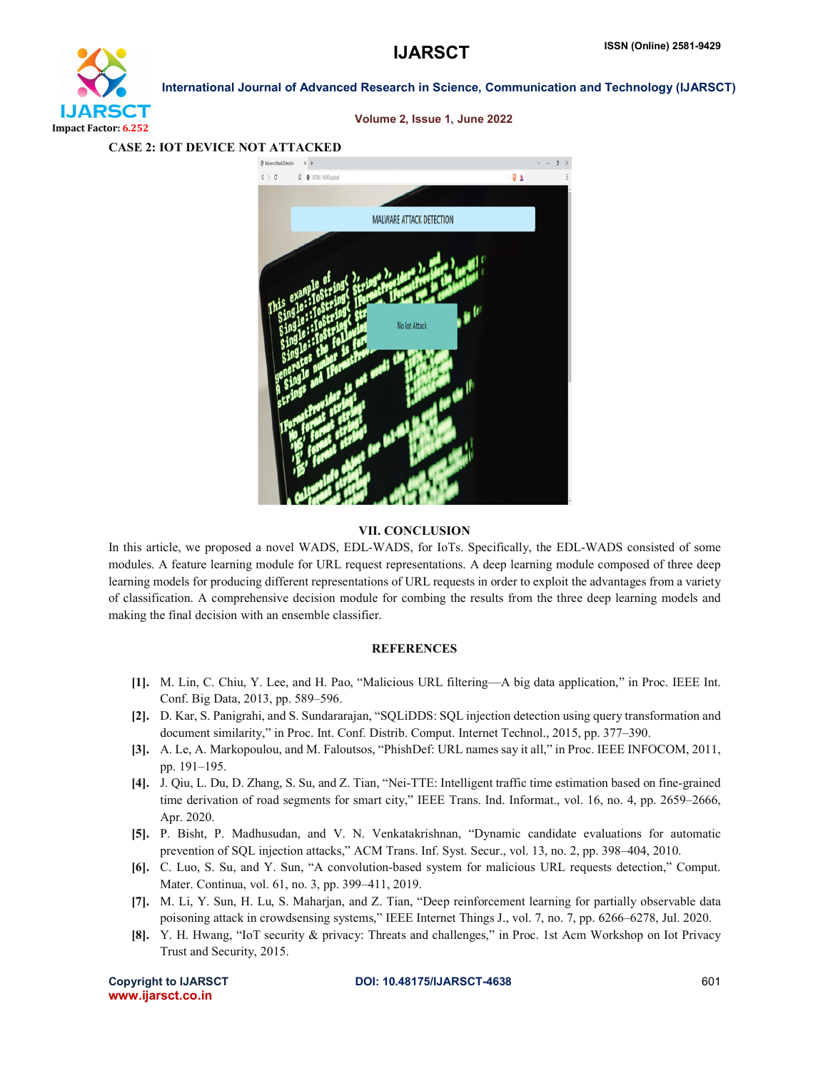CASE 2: IOT DEVICE NOT ATTACKED

## VII. CONCLUSION

In this article, we proposed a novel WADS, EDL-WADS, for IoTs. Specifically, the EDL-WADS consisted of some modules. A feature learning module for URL request representations. A deep learning module composed of three deep learning models for producing different representations of URL requests in order to exploit the advantages from a variety of classification. A comprehensive decision module for combing the results from the three deep learning models and making the final decision with an ensemble classifier.

## REFERENCES

[1]. M. Lin, C. Chiu, Y. Lee, and H. Pao, "Malicious URL filtering—A big data application," in Proc. IEEE Int. Conf. Big Data, 2013, pp. 589–596.

[2]. D. Kar, S. Panigrahi, and S. Sundararajan, "SQLiDDS: SQL injection detection using query transformation and document similarity," in Proc. Int. Conf. Distrib. Comput. Internet Technol., 2015, pp. 377–390.

[3]. A. Le, A. Markopoulou, and M. Faloutsos, "PhishDef: URL names say it all," in Proc. IEEE INFOCOM, 2011, pp. 191–195.

[4]. J. Qiu, L. Du, D. Zhang, S. Su, and Z. Tian, "Nei-TTE: Intelligent traffic time estimation based on fine-grained time derivation of road segments for smart city," IEEE Trans. Ind. Informat., vol. 16, no. 4, pp. 2659–2666, Apr. 2020.

[5]. P. Bisht, P. Madhusudan, and V. N. Venkatakrishnan, "Dynamic candidate evaluations for automatic prevention of SQL injection attacks," ACM Trans. Inf. Syst. Secur., vol. 13, no. 2, pp. 398–404, 2010.

[6]. C. Luo, S. Su, and Y. Sun, "A convolution-based system for malicious URL requests detection," Comput. Mater. Continua, vol. 61, no. 3, pp. 399–411, 2019.

[7]. M. Li, Y. Sun, H. Lu, S. Maharjan, and Z. Tian, "Deep reinforcement learning for partially observable data poisoning attack in crowdsensing systems," IEEE Internet Things J., vol. 7, no. 7, pp. 6266–6278, Jul. 2020.

[8]. Y. H. Hwang, "IoT security & privacy: Threats and challenges," in Proc. 1st Acm Workshop on Iot Privacy Trust and Security, 2015.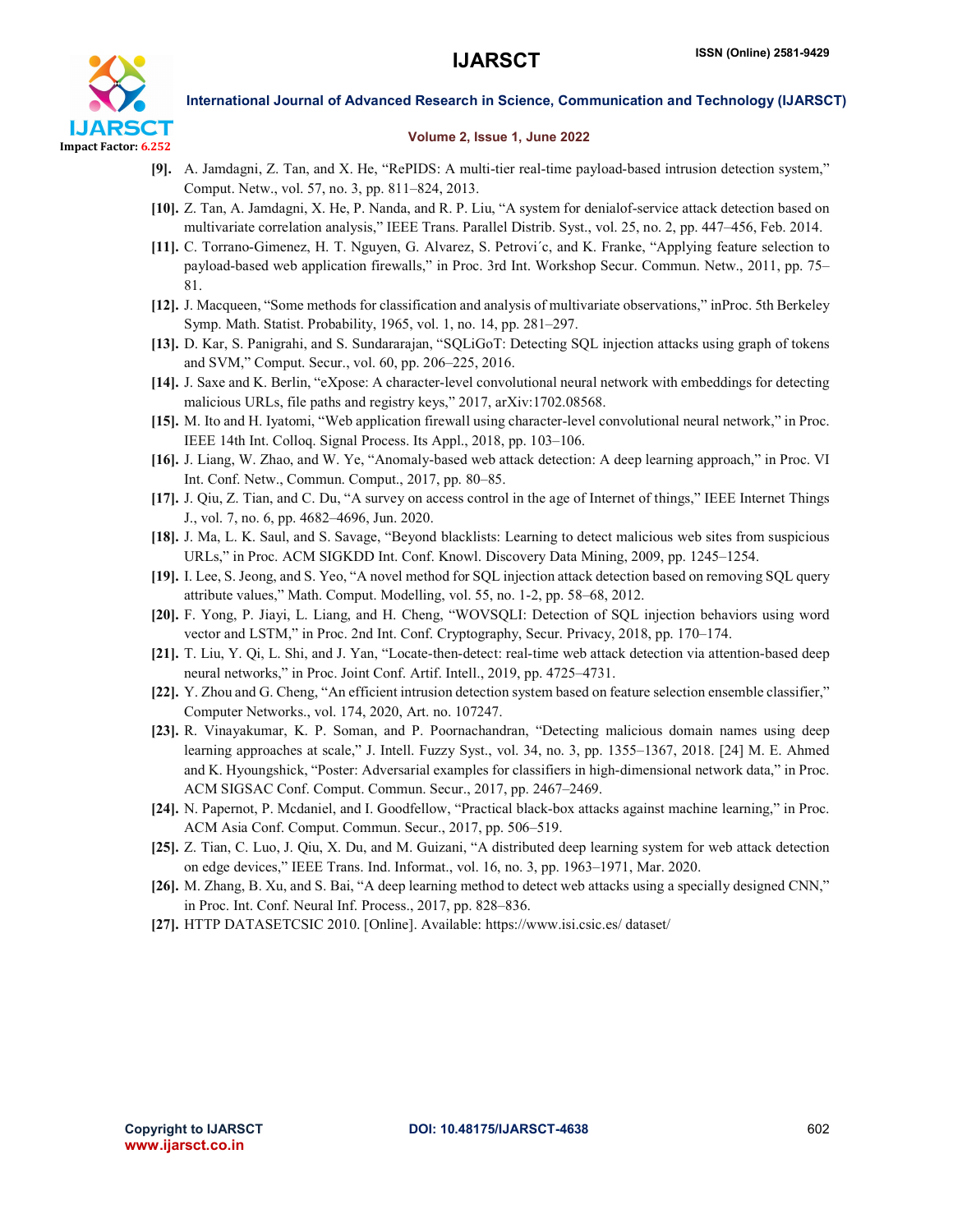[9]. A. Jamdagni, Z. Tan, and X. He, "RePIDS: A multi-tier real-time payload-based intrusion detection system," Comput. Netw., vol. 57, no. 3, pp. 811–824, 2013.

[10]. Z. Tan, A. Jamdagni, X. He, P. Nanda, and R. P. Liu, "A system for denialof-service attack detection based on multivariate correlation analysis," IEEE Trans. Parallel Distrib. Syst., vol. 25, no. 2, pp. 447–456, Feb. 2014.

[11]. C. Torrano-Gimenez, H. T. Nguyen, G. Alvarez, S. Petrovi´c, and K. Franke, "Applying feature selection to payload-based web application firewalls," in Proc. 3rd Int. Workshop Secur. Commun. Netw., 2011, pp. 75–81.

[12]. J. Macqueen, "Some methods for classification and analysis of multivariate observations," inProc. 5th Berkeley Symp. Math. Statist. Probability, 1965, vol. 1, no. 14, pp. 281–297.

[13]. D. Kar, S. Panigrahi, and S. Sundararajan, "SQLiGoT: Detecting SQL injection attacks using graph of tokens and SVM," Comput. Secur., vol. 60, pp. 206–225, 2016.

[14]. J. Saxe and K. Berlin, "eXpose: A character-level convolutional neural network with embeddings for detecting malicious URLs, file paths and registry keys," 2017, arXiv:1702.08568.

[15]. M. Ito and H. Iyatomi, "Web application firewall using character-level convolutional neural network," in Proc. IEEE 14th Int. Colloq. Signal Process. Its Appl., 2018, pp. 103–106.

[16]. J. Liang, W. Zhao, and W. Ye, "Anomaly-based web attack detection: A deep learning approach," in Proc. VI Int. Conf. Netw., Commun. Comput., 2017, pp. 80–85.

[17]. J. Qiu, Z. Tian, and C. Du, "A survey on access control in the age of Internet of things," IEEE Internet Things J., vol. 7, no. 6, pp. 4682–4696, Jun. 2020.

[18]. J. Ma, L. K. Saul, and S. Savage, "Beyond blacklists: Learning to detect malicious web sites from suspicious URLs," in Proc. ACM SIGKDD Int. Conf. Knowl. Discovery Data Mining, 2009, pp. 1245–1254.

[19]. I. Lee, S. Jeong, and S. Yeo, "A novel method for SQL injection attack detection based on removing SQL query attribute values," Math. Comput. Modelling, vol. 55, no. 1-2, pp. 58–68, 2012.

[20]. F. Yong, P. Jiayi, L. Liang, and H. Cheng, "WOVSQLI: Detection of SQL injection behaviors using word vector and LSTM," in Proc. 2nd Int. Conf. Cryptography, Secur. Privacy, 2018, pp. 170–174.

[21]. T. Liu, Y. Qi, L. Shi, and J. Yan, "Locate-then-detect: real-time web attack detection via attention-based deep neural networks," in Proc. Joint Conf. Artif. Intell., 2019, pp. 4725–4731.

[22]. Y. Zhou and G. Cheng, "An efficient intrusion detection system based on feature selection ensemble classifier," Computer Networks., vol. 174, 2020, Art. no. 107247.

[23]. R. Vinayakumar, K. P. Soman, and P. Poornachandran, "Detecting malicious domain names using deep learning approaches at scale," J. Intell. Fuzzy Syst., vol. 34, no. 3, pp. 1355–1367, 2018. [24] M. E. Ahmed and K. Hyoungshick, "Poster: Adversarial examples for classifiers in high-dimensional network data," in Proc. ACM SIGSAC Conf. Comput. Commun. Secur., 2017, pp. 2467–2469.

[24]. N. Papernot, P. Mcdaniel, and I. Goodfellow, "Practical black-box attacks against machine learning," in Proc. ACM Asia Conf. Comput. Commun. Secur., 2017, pp. 506–519.

[25]. Z. Tian, C. Luo, J. Qiu, X. Du, and M. Guizani, "A distributed deep learning system for web attack detection on edge devices," IEEE Trans. Ind. Informat., vol. 16, no. 3, pp. 1963–1971, Mar. 2020.

[26]. M. Zhang, B. Xu, and S. Bai, "A deep learning method to detect web attacks using a specially designed CNN," in Proc. Int. Conf. Neural Inf. Process., 2017, pp. 828–836.

[27]. HTTP DATASETCSIC 2010. [Online]. Available: https://www.isi.csic.es/ dataset/